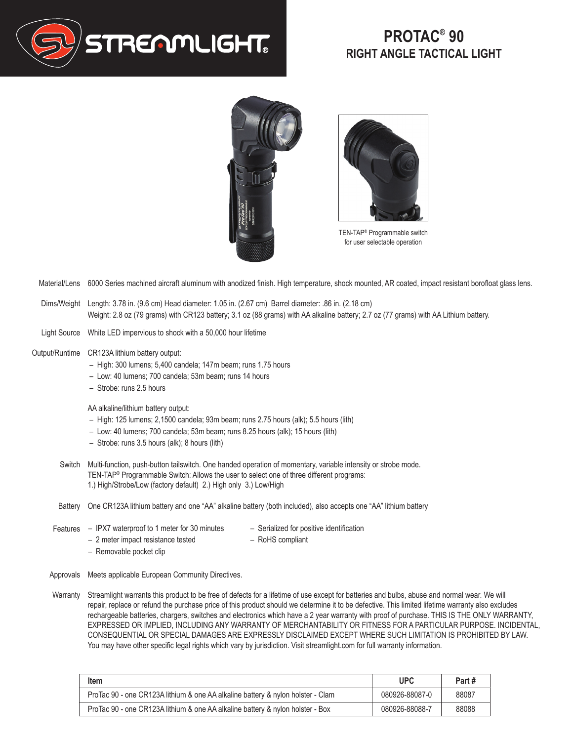# PROTAC® 90

## RIGHT ANGLE TACTICAL LIGHT

TEN-TAP® Programmable switch for user selectable operation

**Material/Lens** 6000 Series machined aircraft aluminum with anodized finish. High temperature, shock mounted, AR coated, impact resistant borofloat glass lens.

**Dims/Weight** Length: 3.78 in. (9.6 cm) Head diameter: 1.05 in. (2.67 cm) Barrel diameter: .86 in. (2.18 cm)
Weight: 2.8 oz (79 grams) with CR123 battery; 3.1 oz (88 grams) with AA alkaline battery; 2.7 oz (77 grams) with AA Lithium battery.

**Light Source** White LED impervious to shock with a 50,000 hour lifetime

**Output/Runtime** CR123A lithium battery output:

- High: 300 lumens; 5,400 candela; 147m beam; runs 1.75 hours
- Low: 40 lumens; 700 candela; 53m beam; runs 14 hours
- Strobe: runs 2.5 hours

AA alkaline/lithium battery output:

- High: 125 lumens; 2,1500 candela; 93m beam; runs 2.75 hours (alk); 5.5 hours (lith)
- Low: 40 lumens; 700 candela; 53m beam; runs 8.25 hours (alk); 15 hours (lith)
- Strobe: runs 3.5 hours (alk); 8 hours (lith)

**Switch** Multi-function, push-button tailswitch. One handed operation of momentary, variable intensity or strobe mode.
TEN-TAP® Programmable Switch: Allows the user to select one of three different programs:
1.) High/Strobe/Low (factory default) 2.) High only 3.) Low/High

**Battery** One CR123A lithium battery and one "AA" alkaline battery (both included), also accepts one "AA" lithium battery

**Features**

- IPX7 waterproof to 1 meter for 30 minutes
- 2 meter impact resistance tested
- Removable pocket clip
- Serialized for positive identification
- RoHS compliant

**Approvals** Meets applicable European Community Directives.

**Warranty** Streamlight warrants this product to be free of defects for a lifetime of use except for batteries and bulbs, abuse and normal wear. We will repair, replace or refund the purchase price of this product should we determine it to be defective. This limited lifetime warranty also excludes rechargeable batteries, chargers, switches and electronics which have a 2 year warranty with proof of purchase. THIS IS THE ONLY WARRANTY, EXPRESSED OR IMPLIED, INCLUDING ANY WARRANTY OF MERCHANTABILITY OR FITNESS FOR A PARTICULAR PURPOSE. INCIDENTAL, CONSEQUENTIAL OR SPECIAL DAMAGES ARE EXPRESSLY DISCLAIMED EXCEPT WHERE SUCH LIMITATION IS PROHIBITED BY LAW. You may have other specific legal rights which vary by jurisdiction. Visit streamlight.com for full warranty information.

| Item | UPC | Part # |
|---|---|---|
| ProTac 90 - one CR123A lithium & one AA alkaline battery & nylon holster - Clam | 080926-88087-0 | 88087 |
| ProTac 90 - one CR123A lithium & one AA alkaline battery & nylon holster - Box | 080926-88088-7 | 88088 |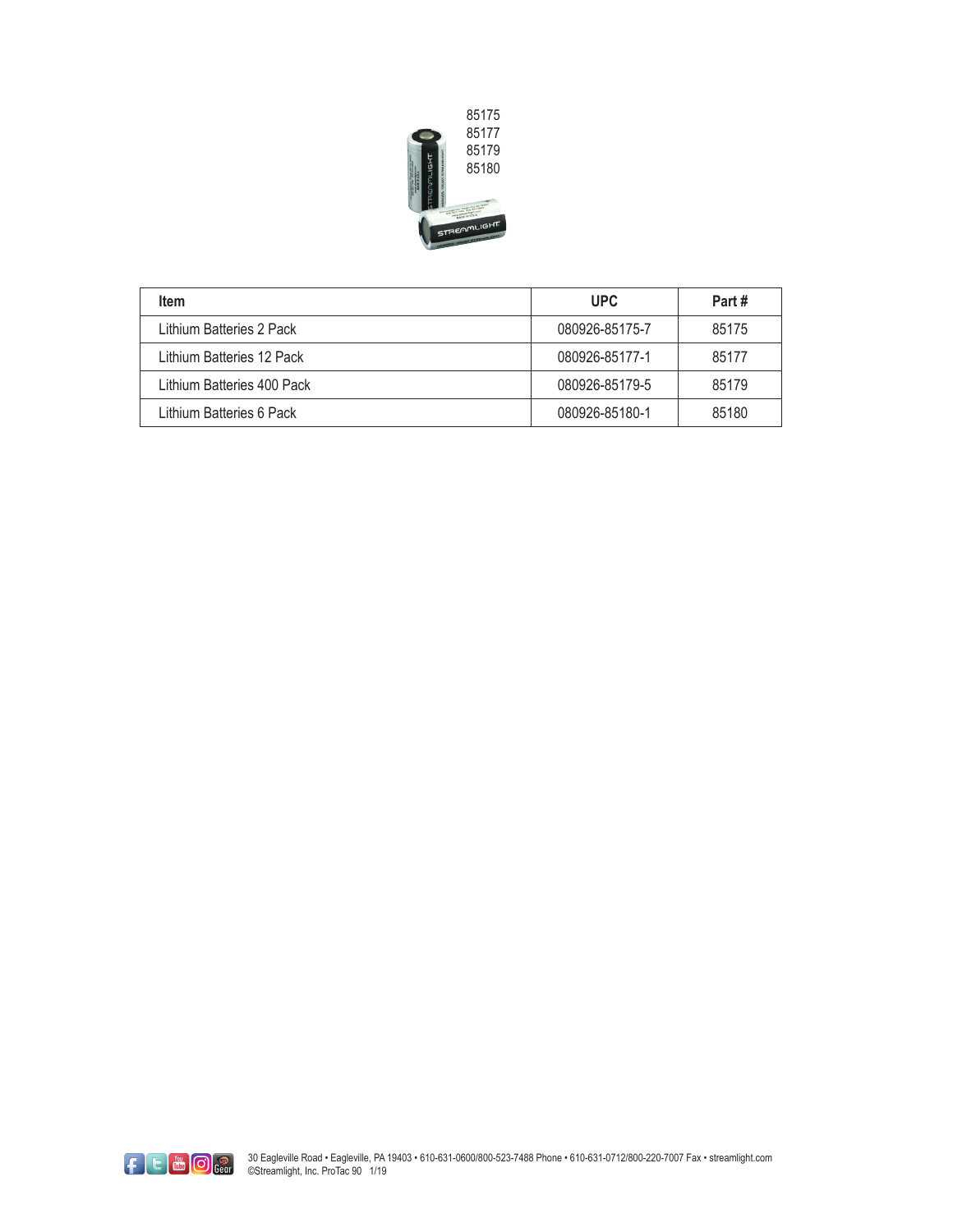85175
85177
85179
85180

| Item | UPC | Part # |
| --- | --- | --- |
| Lithium Batteries 2 Pack | 080926-85175-7 | 85175 |
| Lithium Batteries 12 Pack | 080926-85177-1 | 85177 |
| Lithium Batteries 400 Pack | 080926-85179-5 | 85179 |
| Lithium Batteries 6 Pack | 080926-85180-1 | 85180 |

30 Eagleville Road • Eagleville, PA 19403 • 610-631-0600/800-523-7488 Phone • 610-631-0712/800-220-7007 Fax • streamlight.com
©Streamlight, Inc. ProTac 90 1/19